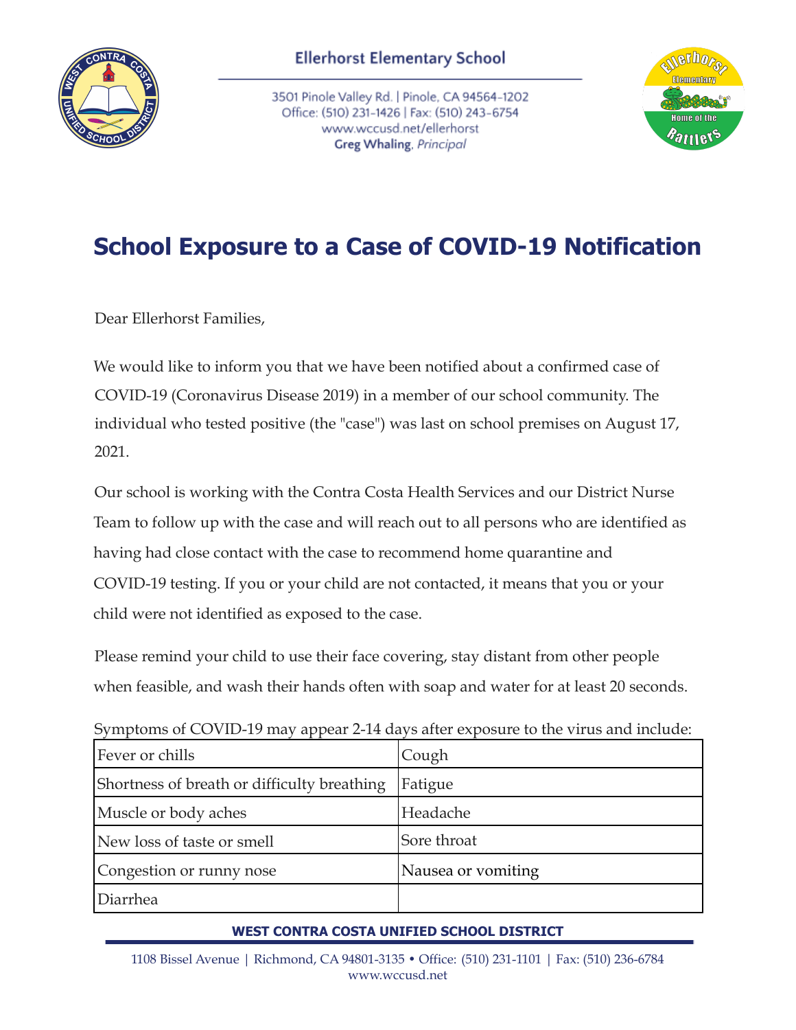Ellerhorst Elementary School

3501 Pinole Valley Rd. | Pinole, CA 94564-1202
Office: (510) 231-1426 | Fax: (510) 243-6754
www.wccusd.net/ellerhorst
**Greg Whaling**, *Principal*

# School Exposure to a Case of COVID-19 Notification

Dear Ellerhorst Families,

We would like to inform you that we have been notified about a confirmed case of COVID-19 (Coronavirus Disease 2019) in a member of our school community. The individual who tested positive (the "case") was last on school premises on August 17, 2021.

Our school is working with the Contra Costa Health Services and our District Nurse Team to follow up with the case and will reach out to all persons who are identified as having had close contact with the case to recommend home quarantine and COVID-19 testing. If you or your child are not contacted, it means that you or your child were not identified as exposed to the case.

Please remind your child to use their face covering, stay distant from other people when feasible, and wash their hands often with soap and water for at least 20 seconds.

Symptoms of COVID-19 may appear 2-14 days after exposure to the virus and include:

| | |
|---|---|
| Fever or chills | Cough |
| Shortness of breath or difficulty breathing | Fatigue |
| Muscle or body aches | Headache |
| New loss of taste or smell | Sore throat |
| Congestion or runny nose | Nausea or vomiting |
| Diarrhea | |

**WEST CONTRA COSTA UNIFIED SCHOOL DISTRICT**

1108 Bissel Avenue | Richmond, CA 94801-3135 • Office: (510) 231-1101 | Fax: (510) 236-6784
www.wccusd.net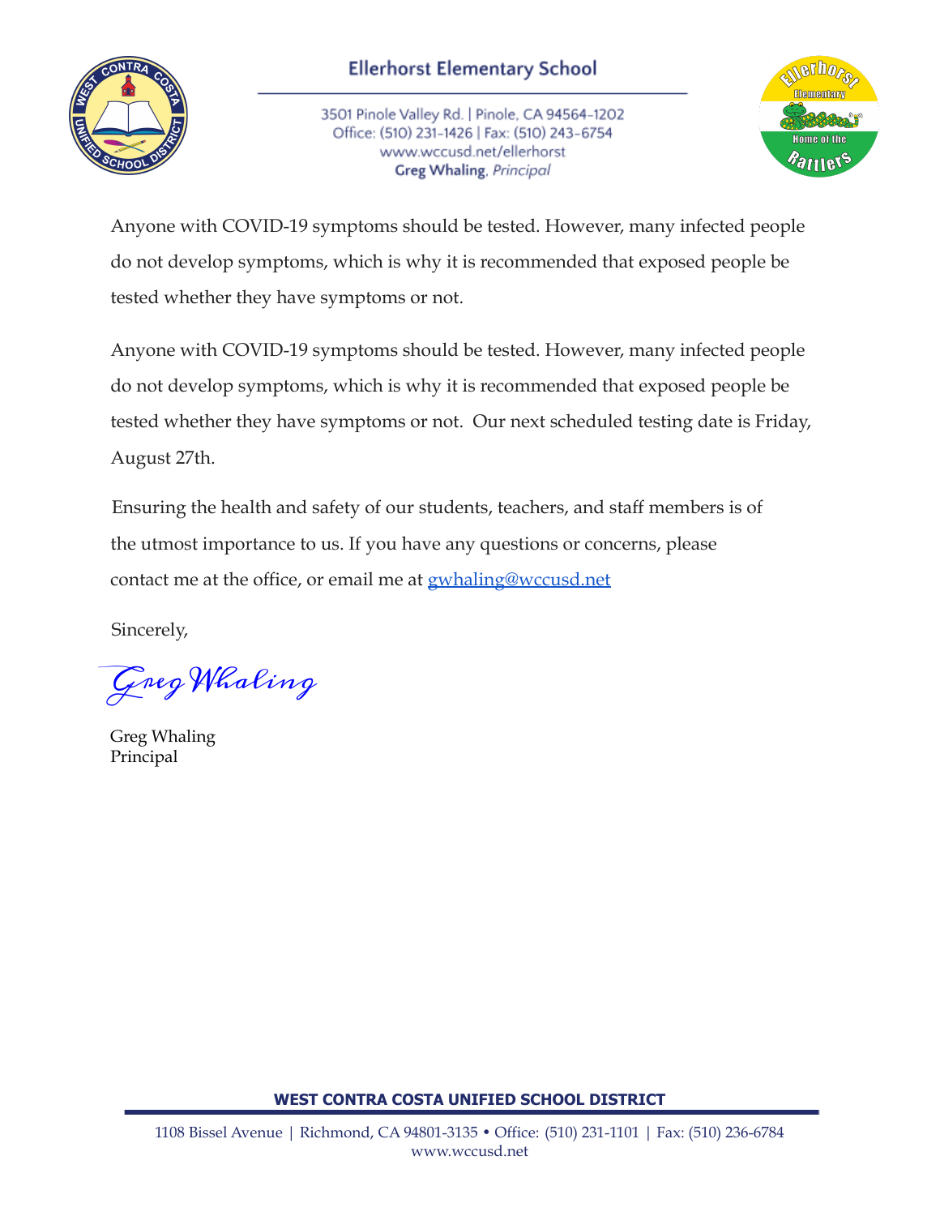Anyone with COVID-19 symptoms should be tested. However, many infected people do not develop symptoms, which is why it is recommended that exposed people be tested whether they have symptoms or not.

Anyone with COVID-19 symptoms should be tested. However, many infected people do not develop symptoms, which is why it is recommended that exposed people be tested whether they have symptoms or not. Our next scheduled testing date is Friday, August 27th.

Ensuring the health and safety of our students, teachers, and staff members is of the utmost importance to us. If you have any questions or concerns, please contact me at the office, or email me at gwhaling@wccusd.net

Sincerely,

Greg Whaling

Greg Whaling
Principal